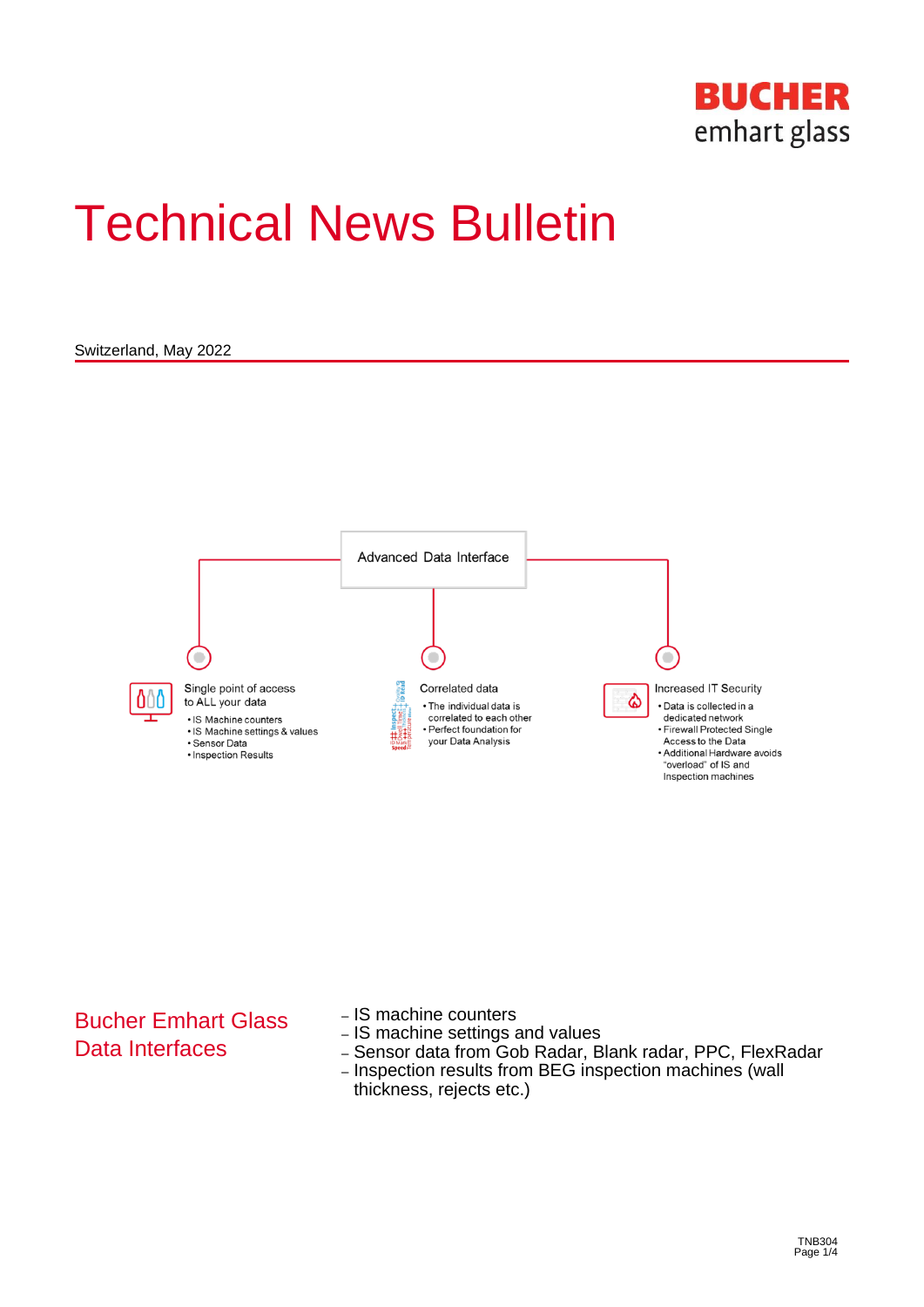# Technical News Bulletin

Switzerland, May 2022

Advanced Data Interface

Single point of access to ALL your data
- IS Machine counters
- IS Machine settings & values
- Sensor Data
- Inspection Results

Correlated data
- The individual data is correlated to each other
- Perfect foundation for your Data Analysis

Increased IT Security
- Data is collected in a dedicated network
- Firewall Protected Single Access to the Data
- Additional Hardware avoids "overload" of IS and Inspection machines

## Bucher Emhart Glass Data Interfaces

- IS machine counters
- IS machine settings and values
- Sensor data from Gob Radar, Blank radar, PPC, FlexRadar
- Inspection results from BEG inspection machines (wall thickness, rejects etc.)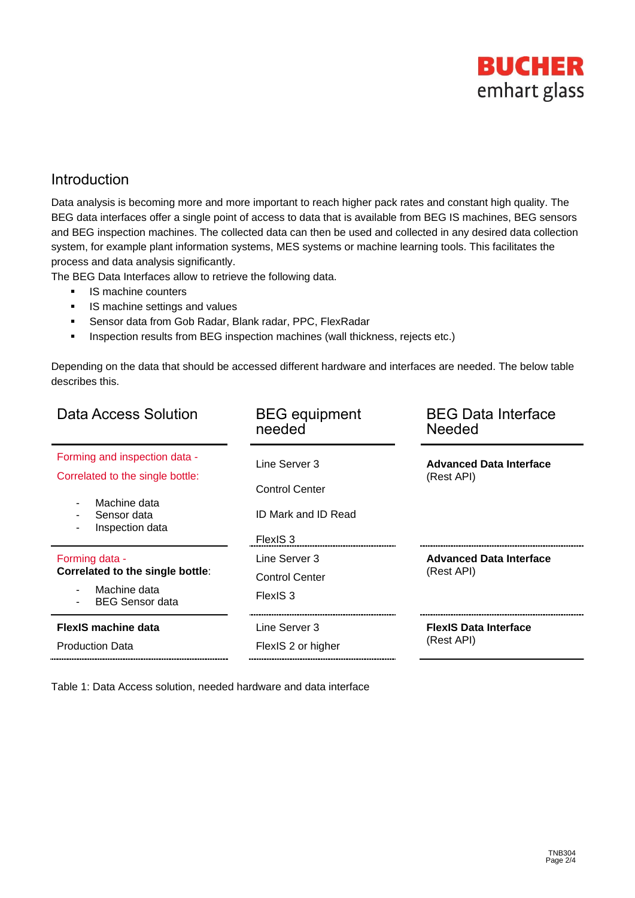## Introduction

Data analysis is becoming more and more important to reach higher pack rates and constant high quality. The BEG data interfaces offer a single point of access to data that is available from BEG IS machines, BEG sensors and BEG inspection machines. The collected data can then be used and collected in any desired data collection system, for example plant information systems, MES systems or machine learning tools. This facilitates the process and data analysis significantly.

The BEG Data Interfaces allow to retrieve the following data.

- IS machine counters
- IS machine settings and values
- Sensor data from Gob Radar, Blank radar, PPC, FlexRadar
- Inspection results from BEG inspection machines (wall thickness, rejects etc.)

Depending on the data that should be accessed different hardware and interfaces are needed. The below table describes this.

| Data Access Solution | BEG equipment needed | BEG Data Interface Needed |
|---|---|---|
| Forming and inspection data - Correlated to the single bottle:<br>- Machine data<br>- Sensor data<br>- Inspection data | Line Server 3<br>Control Center<br>ID Mark and ID Read<br>FlexIS 3 | **Advanced Data Interface** (Rest API) |
| Forming data - **Correlated to the single bottle**:<br>- Machine data<br>- BEG Sensor data | Line Server 3<br>Control Center<br>FlexIS 3 | **Advanced Data Interface** (Rest API) |
| **FlexIS machine data**<br>Production Data | Line Server 3<br>FlexIS 2 or higher | **FlexIS Data Interface** (Rest API) |

Table 1: Data Access solution, needed hardware and data interface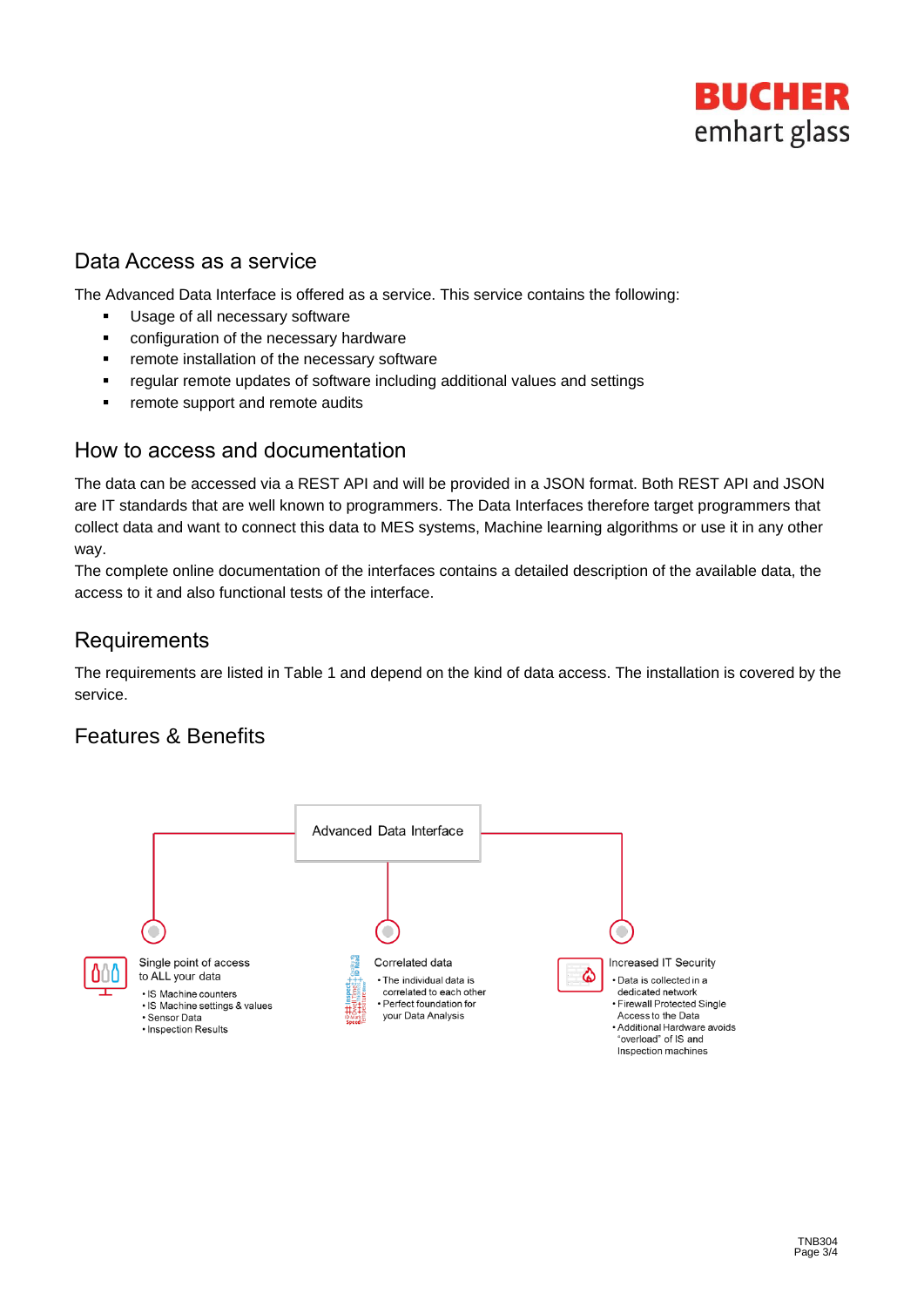## Data Access as a service

The Advanced Data Interface is offered as a service. This service contains the following:

- Usage of all necessary software
- configuration of the necessary hardware
- remote installation of the necessary software
- regular remote updates of software including additional values and settings
- remote support and remote audits

## How to access and documentation

The data can be accessed via a REST API and will be provided in a JSON format. Both REST API and JSON are IT standards that are well known to programmers. The Data Interfaces therefore target programmers that collect data and want to connect this data to MES systems, Machine learning algorithms or use it in any other way.

The complete online documentation of the interfaces contains a detailed description of the available data, the access to it and also functional tests of the interface.

## Requirements

The requirements are listed in Table 1 and depend on the kind of data access. The installation is covered by the service.

## Features & Benefits

Advanced Data Interface

Single point of access to ALL your data

- IS Machine counters
- IS Machine settings & values
- Sensor Data
- Inspection Results

Correlated data

- The individual data is correlated to each other
- Perfect foundation for your Data Analysis

Increased IT Security

- Data is collected in a dedicated network
- Firewall Protected Single Access to the Data
- Additional Hardware avoids "overload" of IS and Inspection machines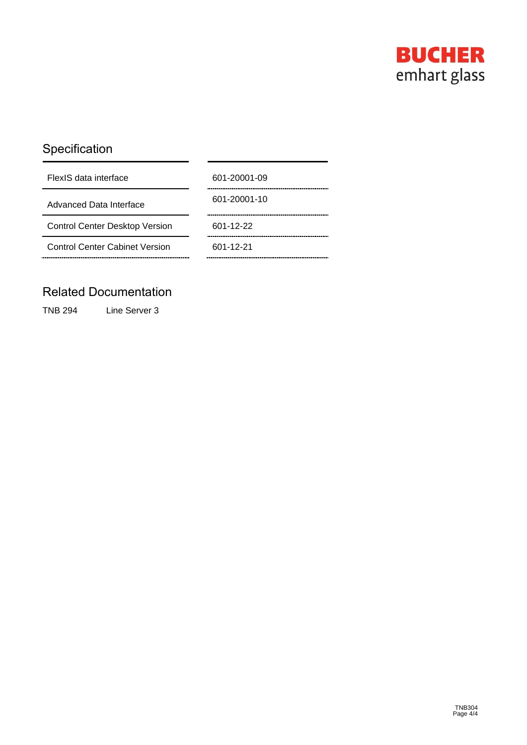## Specification

| | |
|---|---|
| FlexIS data interface | 601-20001-09 |
| Advanced Data Interface | 601-20001-10 |
| Control Center Desktop Version | 601-12-22 |
| Control Center Cabinet Version | 601-12-21 |

## Related Documentation

TNB 294 Line Server 3